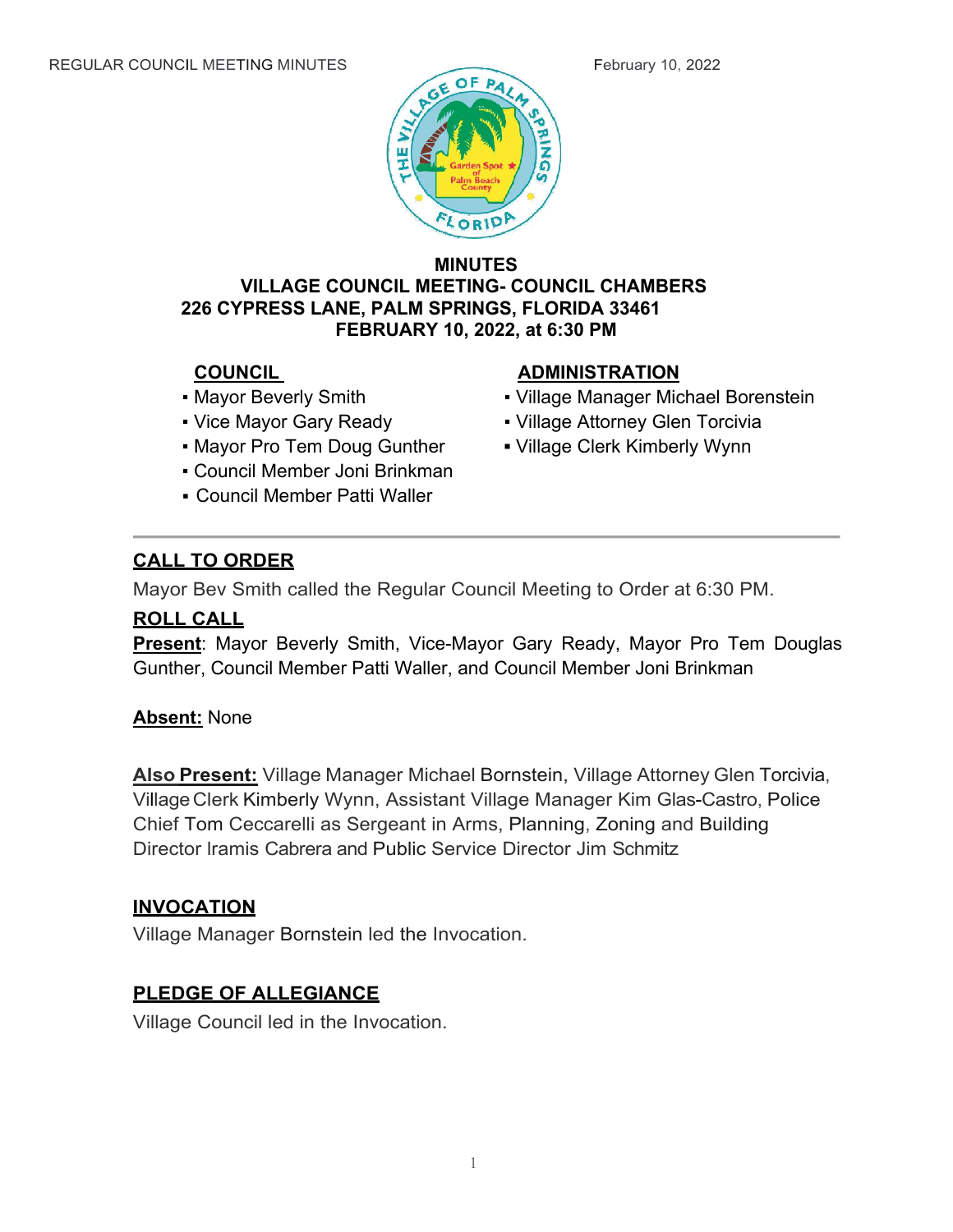# MINUTES
## VILLAGE COUNCIL MEETING- COUNCIL CHAMBERS
## 226 CYPRESS LANE, PALM SPRINGS, FLORIDA 33461
## FEBRUARY 10, 2022, at 6:30 PM

**COUNCIL**
- Mayor Beverly Smith
- Vice Mayor Gary Ready
- Mayor Pro Tem Doug Gunther
- Council Member Joni Brinkman
- Council Member Patti Waller

**ADMINISTRATION**
- Village Manager Michael Borenstein
- Village Attorney Glen Torcivia
- Village Clerk Kimberly Wynn

---

**CALL TO ORDER**

Mayor Bev Smith called the Regular Council Meeting to Order at 6:30 PM.

**ROLL CALL**

**Present**: Mayor Beverly Smith, Vice-Mayor Gary Ready, Mayor Pro Tem Douglas Gunther, Council Member Patti Waller, and Council Member Joni Brinkman

**Absent:** None

**Also Present:** Village Manager Michael Bornstein, Village Attorney Glen Torcivia, Village Clerk Kimberly Wynn, Assistant Village Manager Kim Glas-Castro, Police Chief Tom Ceccarelli as Sergeant in Arms, Planning, Zoning and Building Director Iramis Cabrera and Public Service Director Jim Schmitz

**INVOCATION**

Village Manager Bornstein led the Invocation.

**PLEDGE OF ALLEGIANCE**

Village Council led in the Invocation.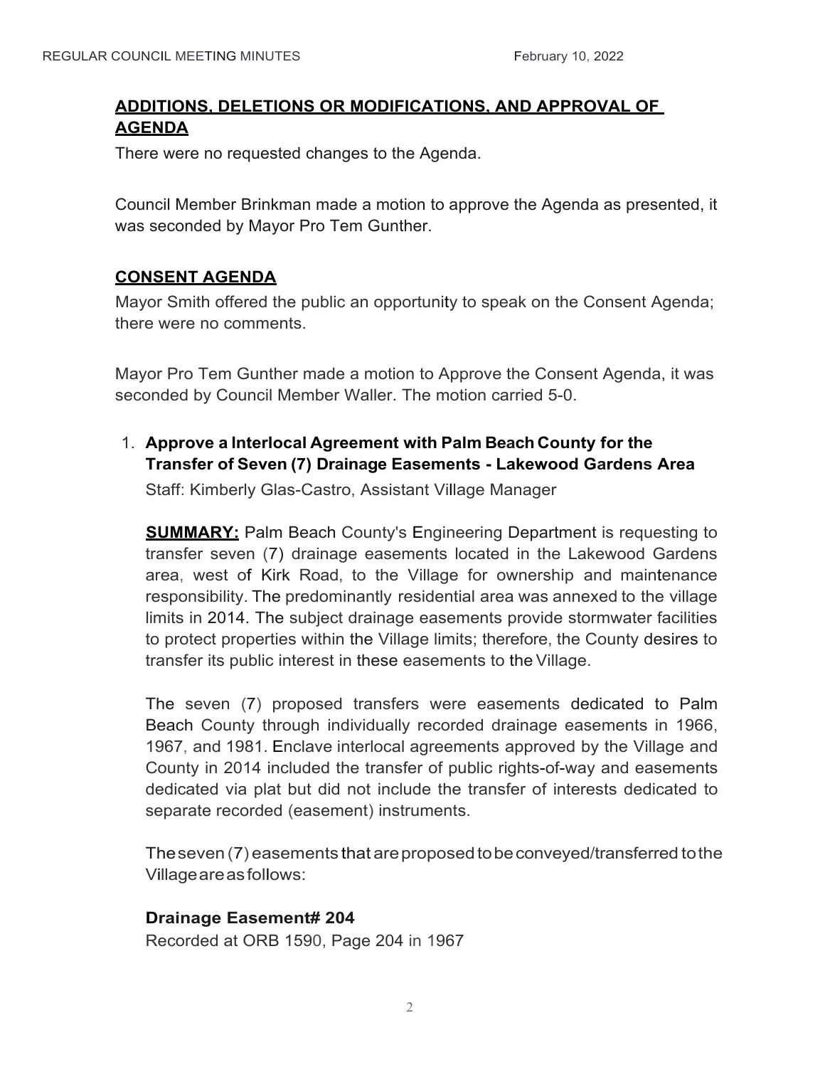## ADDITIONS, DELETIONS OR MODIFICATIONS, AND APPROVAL OF AGENDA

There were no requested changes to the Agenda.

Council Member Brinkman made a motion to approve the Agenda as presented, it was seconded by Mayor Pro Tem Gunther.

## CONSENT AGENDA

Mayor Smith offered the public an opportunity to speak on the Consent Agenda; there were no comments.

Mayor Pro Tem Gunther made a motion to Approve the Consent Agenda, it was seconded by Council Member Waller. The motion carried 5-0.

1. **Approve a Interlocal Agreement with Palm Beach County for the Transfer of Seven (7) Drainage Easements - Lakewood Gardens Area**

   Staff: Kimberly Glas-Castro, Assistant Village Manager

   **SUMMARY:** Palm Beach County's Engineering Department is requesting to transfer seven (7) drainage easements located in the Lakewood Gardens area, west of Kirk Road, to the Village for ownership and maintenance responsibility. The predominantly residential area was annexed to the village limits in 2014. The subject drainage easements provide stormwater facilities to protect properties within the Village limits; therefore, the County desires to transfer its public interest in these easements to the Village.

   The seven (7) proposed transfers were easements dedicated to Palm Beach County through individually recorded drainage easements in 1966, 1967, and 1981. Enclave interlocal agreements approved by the Village and County in 2014 included the transfer of public rights-of-way and easements dedicated via plat but did not include the transfer of interests dedicated to separate recorded (easement) instruments.

   The seven (7) easements that are proposed to be conveyed/transferred to the Village are as follows:

   **Drainage Easement# 204**

   Recorded at ORB 1590, Page 204 in 1967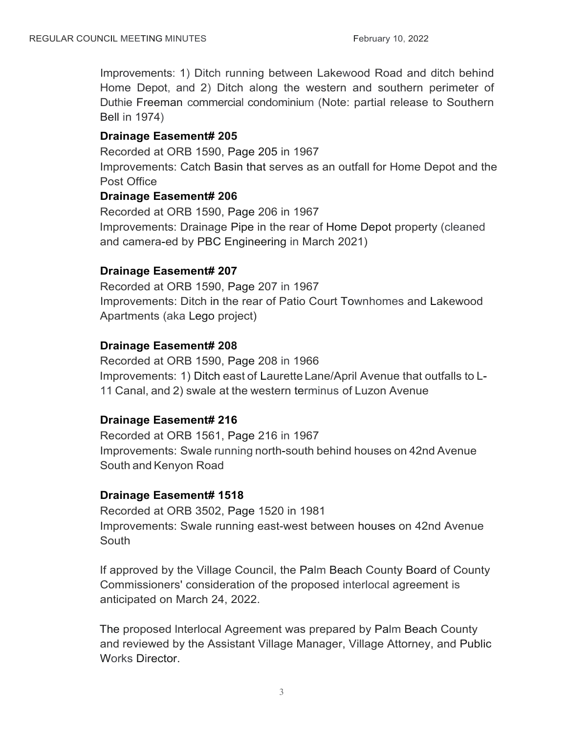Improvements: 1) Ditch running between Lakewood Road and ditch behind Home Depot, and 2) Ditch along the western and southern perimeter of Duthie Freeman commercial condominium (Note: partial release to Southern Bell in 1974)

**Drainage Easement# 205**

Recorded at ORB 1590, Page 205 in 1967

Improvements: Catch Basin that serves as an outfall for Home Depot and the Post Office

**Drainage Easement# 206**

Recorded at ORB 1590, Page 206 in 1967

Improvements: Drainage Pipe in the rear of Home Depot property (cleaned and camera-ed by PBC Engineering in March 2021)

**Drainage Easement# 207**

Recorded at ORB 1590, Page 207 in 1967

Improvements: Ditch in the rear of Patio Court Townhomes and Lakewood Apartments (aka Lego project)

**Drainage Easement# 208**

Recorded at ORB 1590, Page 208 in 1966

Improvements: 1) Ditch east of Laurette Lane/April Avenue that outfalls to L-11 Canal, and 2) swale at the western terminus of Luzon Avenue

**Drainage Easement# 216**

Recorded at ORB 1561, Page 216 in 1967

Improvements: Swale running north-south behind houses on 42nd Avenue South and Kenyon Road

**Drainage Easement# 1518**

Recorded at ORB 3502, Page 1520 in 1981

Improvements: Swale running east-west between houses on 42nd Avenue South

If approved by the Village Council, the Palm Beach County Board of County Commissioners' consideration of the proposed interlocal agreement is anticipated on March 24, 2022.

The proposed Interlocal Agreement was prepared by Palm Beach County and reviewed by the Assistant Village Manager, Village Attorney, and Public Works Director.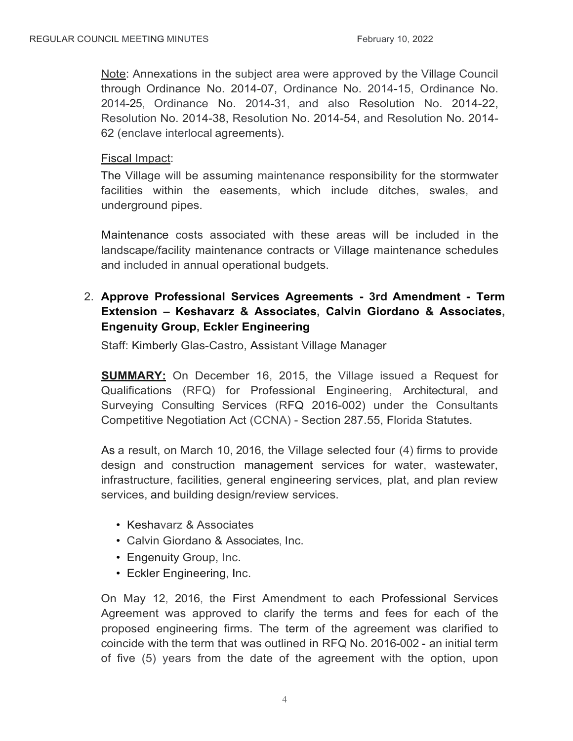Note: Annexations in the subject area were approved by the Village Council through Ordinance No. 2014-07, Ordinance No. 2014-15, Ordinance No. 2014-25, Ordinance No. 2014-31, and also Resolution No. 2014-22, Resolution No. 2014-38, Resolution No. 2014-54, and Resolution No. 2014-62 (enclave interlocal agreements).

Fiscal Impact:

The Village will be assuming maintenance responsibility for the stormwater facilities within the easements, which include ditches, swales, and underground pipes.

Maintenance costs associated with these areas will be included in the landscape/facility maintenance contracts or Village maintenance schedules and included in annual operational budgets.

2. **Approve Professional Services Agreements - 3rd Amendment - Term Extension – Keshavarz & Associates, Calvin Giordano & Associates, Engenuity Group, Eckler Engineering**

   Staff: Kimberly Glas-Castro, Assistant Village Manager

   **SUMMARY:** On December 16, 2015, the Village issued a Request for Qualifications (RFQ) for Professional Engineering, Architectural, and Surveying Consulting Services (RFQ 2016-002) under the Consultants Competitive Negotiation Act (CCNA) - Section 287.55, Florida Statutes.

   As a result, on March 10, 2016, the Village selected four (4) firms to provide design and construction management services for water, wastewater, infrastructure, facilities, general engineering services, plat, and plan review services, and building design/review services.

   - Keshavarz & Associates
   - Calvin Giordano & Associates, Inc.
   - Engenuity Group, Inc.
   - Eckler Engineering, Inc.

   On May 12, 2016, the First Amendment to each Professional Services Agreement was approved to clarify the terms and fees for each of the proposed engineering firms. The term of the agreement was clarified to coincide with the term that was outlined in RFQ No. 2016-002 - an initial term of five (5) years from the date of the agreement with the option, upon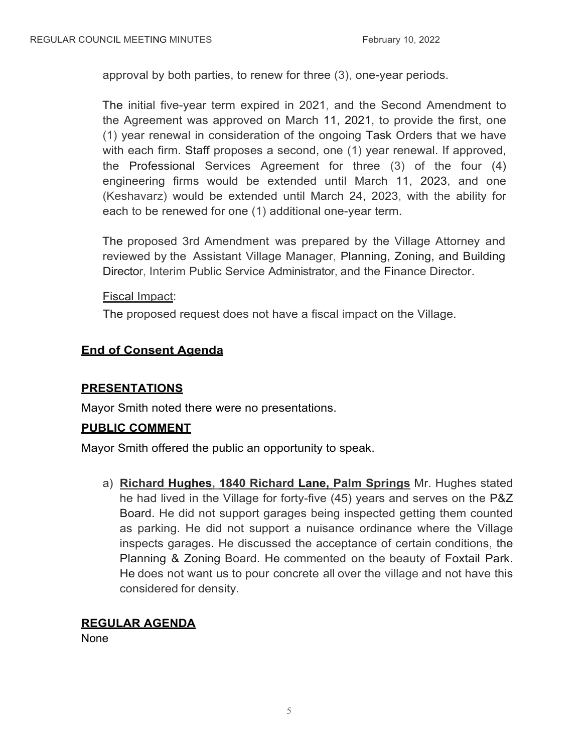approval by both parties, to renew for three (3), one-year periods.

The initial five-year term expired in 2021, and the Second Amendment to the Agreement was approved on March 11, 2021, to provide the first, one (1) year renewal in consideration of the ongoing Task Orders that we have with each firm. Staff proposes a second, one (1) year renewal. If approved, the Professional Services Agreement for three (3) of the four (4) engineering firms would be extended until March 11, 2023, and one (Keshavarz) would be extended until March 24, 2023, with the ability for each to be renewed for one (1) additional one-year term.

The proposed 3rd Amendment was prepared by the Village Attorney and reviewed by the Assistant Village Manager, Planning, Zoning, and Building Director, Interim Public Service Administrator, and the Finance Director.

<u>Fiscal Impact</u>:

The proposed request does not have a fiscal impact on the Village.

## <u>End of Consent Agenda</u>

## <u>PRESENTATIONS</u>

Mayor Smith noted there were no presentations.

## <u>PUBLIC COMMENT</u>

Mayor Smith offered the public an opportunity to speak.

a) **<u>Richard Hughes, 1840 Richard Lane, Palm Springs</u>** Mr. Hughes stated he had lived in the Village for forty-five (45) years and serves on the P&Z Board. He did not support garages being inspected getting them counted as parking. He did not support a nuisance ordinance where the Village inspects garages. He discussed the acceptance of certain conditions, the Planning & Zoning Board. He commented on the beauty of Foxtail Park. He does not want us to pour concrete all over the village and not have this considered for density.

## <u>REGULAR AGENDA</u>

None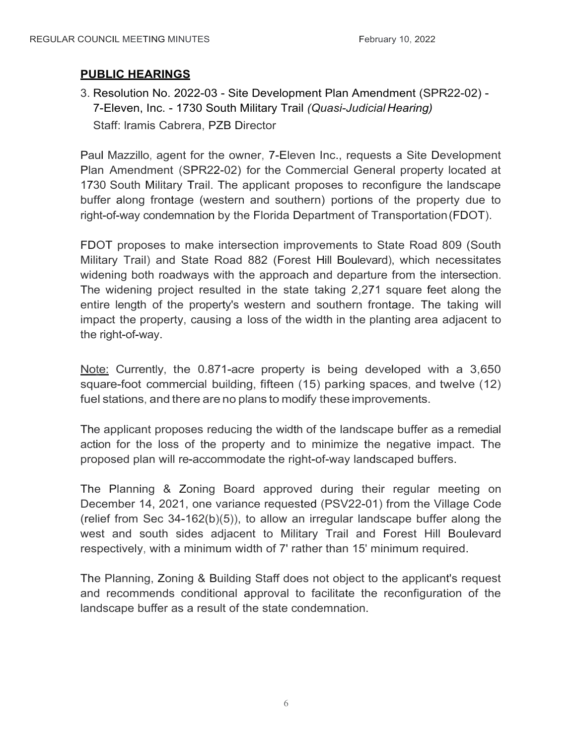## PUBLIC HEARINGS

3. Resolution No. 2022-03 - Site Development Plan Amendment (SPR22-02) - 7-Eleven, Inc. - 1730 South Military Trail *(Quasi-Judicial Hearing)*
   Staff: Iramis Cabrera, PZB Director

Paul Mazzillo, agent for the owner, 7-Eleven Inc., requests a Site Development Plan Amendment (SPR22-02) for the Commercial General property located at 1730 South Military Trail. The applicant proposes to reconfigure the landscape buffer along frontage (western and southern) portions of the property due to right-of-way condemnation by the Florida Department of Transportation (FDOT).

FDOT proposes to make intersection improvements to State Road 809 (South Military Trail) and State Road 882 (Forest Hill Boulevard), which necessitates widening both roadways with the approach and departure from the intersection. The widening project resulted in the state taking 2,271 square feet along the entire length of the property's western and southern frontage. The taking will impact the property, causing a loss of the width in the planting area adjacent to the right-of-way.

<u>Note:</u> Currently, the 0.871-acre property is being developed with a 3,650 square-foot commercial building, fifteen (15) parking spaces, and twelve (12) fuel stations, and there are no plans to modify these improvements.

The applicant proposes reducing the width of the landscape buffer as a remedial action for the loss of the property and to minimize the negative impact. The proposed plan will re-accommodate the right-of-way landscaped buffers.

The Planning & Zoning Board approved during their regular meeting on December 14, 2021, one variance requested (PSV22-01) from the Village Code (relief from Sec 34-162(b)(5)), to allow an irregular landscape buffer along the west and south sides adjacent to Military Trail and Forest Hill Boulevard respectively, with a minimum width of 7' rather than 15' minimum required.

The Planning, Zoning & Building Staff does not object to the applicant's request and recommends conditional approval to facilitate the reconfiguration of the landscape buffer as a result of the state condemnation.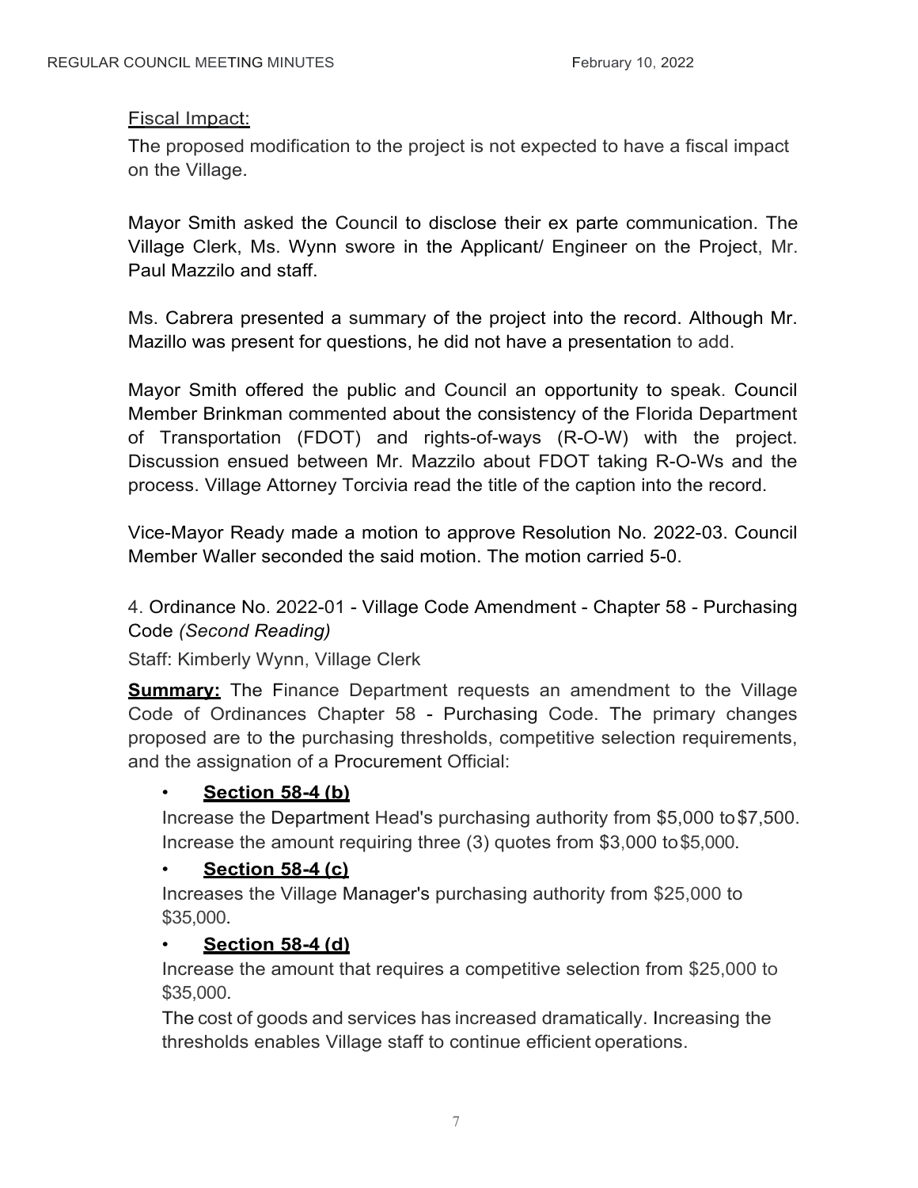Fiscal Impact:

The proposed modification to the project is not expected to have a fiscal impact on the Village.

Mayor Smith asked the Council to disclose their ex parte communication. The Village Clerk, Ms. Wynn swore in the Applicant/ Engineer on the Project, Mr. Paul Mazzilo and staff.

Ms. Cabrera presented a summary of the project into the record. Although Mr. Mazillo was present for questions, he did not have a presentation to add.

Mayor Smith offered the public and Council an opportunity to speak. Council Member Brinkman commented about the consistency of the Florida Department of Transportation (FDOT) and rights-of-ways (R-O-W) with the project. Discussion ensued between Mr. Mazzilo about FDOT taking R-O-Ws and the process. Village Attorney Torcivia read the title of the caption into the record.

Vice-Mayor Ready made a motion to approve Resolution No. 2022-03. Council Member Waller seconded the said motion. The motion carried 5-0.

4. Ordinance No. 2022-01 - Village Code Amendment - Chapter 58 - Purchasing Code *(Second Reading)*

Staff: Kimberly Wynn, Village Clerk

**Summary:** The Finance Department requests an amendment to the Village Code of Ordinances Chapter 58 - Purchasing Code. The primary changes proposed are to the purchasing thresholds, competitive selection requirements, and the assignation of a Procurement Official:

- **Section 58-4 (b)**
  Increase the Department Head's purchasing authority from $5,000 to $7,500. Increase the amount requiring three (3) quotes from $3,000 to $5,000.
- **Section 58-4 (c)**
  Increases the Village Manager's purchasing authority from $25,000 to $35,000.
- **Section 58-4 (d)**
  Increase the amount that requires a competitive selection from $25,000 to $35,000.
  The cost of goods and services has increased dramatically. Increasing the thresholds enables Village staff to continue efficient operations.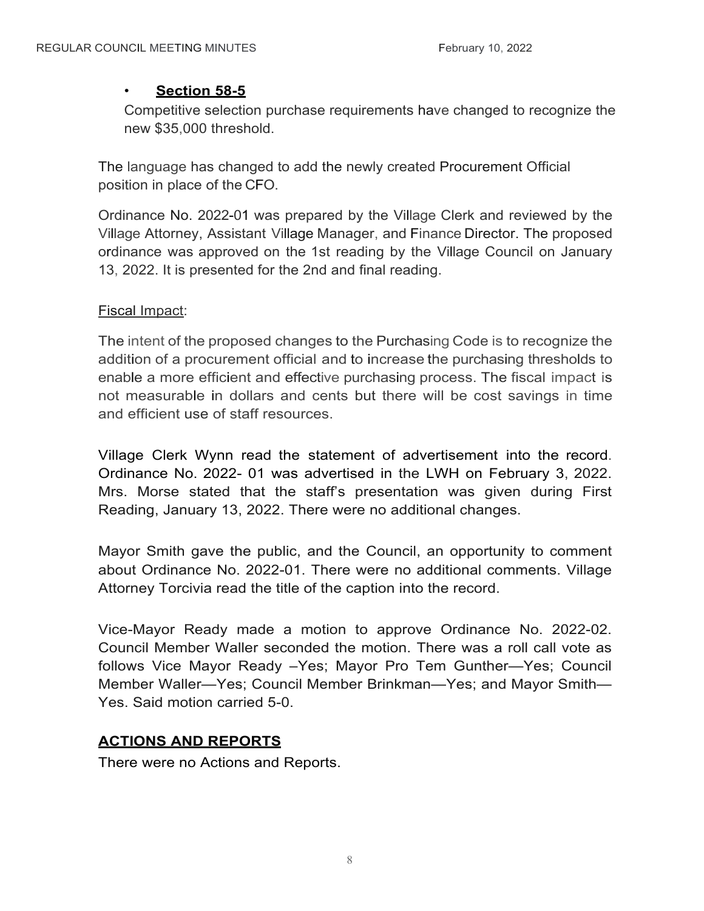- **Section 58-5**
  Competitive selection purchase requirements have changed to recognize the new $35,000 threshold.

The language has changed to add the newly created Procurement Official position in place of the CFO.

Ordinance No. 2022-01 was prepared by the Village Clerk and reviewed by the Village Attorney, Assistant Village Manager, and Finance Director. The proposed ordinance was approved on the 1st reading by the Village Council on January 13, 2022. It is presented for the 2nd and final reading.

Fiscal Impact:

The intent of the proposed changes to the Purchasing Code is to recognize the addition of a procurement official and to increase the purchasing thresholds to enable a more efficient and effective purchasing process. The fiscal impact is not measurable in dollars and cents but there will be cost savings in time and efficient use of staff resources.

Village Clerk Wynn read the statement of advertisement into the record. Ordinance No. 2022- 01 was advertised in the LWH on February 3, 2022. Mrs. Morse stated that the staff's presentation was given during First Reading, January 13, 2022. There were no additional changes.

Mayor Smith gave the public, and the Council, an opportunity to comment about Ordinance No. 2022-01. There were no additional comments. Village Attorney Torcivia read the title of the caption into the record.

Vice-Mayor Ready made a motion to approve Ordinance No. 2022-02. Council Member Waller seconded the motion. There was a roll call vote as follows Vice Mayor Ready –Yes; Mayor Pro Tem Gunther—Yes; Council Member Waller—Yes; Council Member Brinkman—Yes; and Mayor Smith—Yes. Said motion carried 5-0.

## ACTIONS AND REPORTS

There were no Actions and Reports.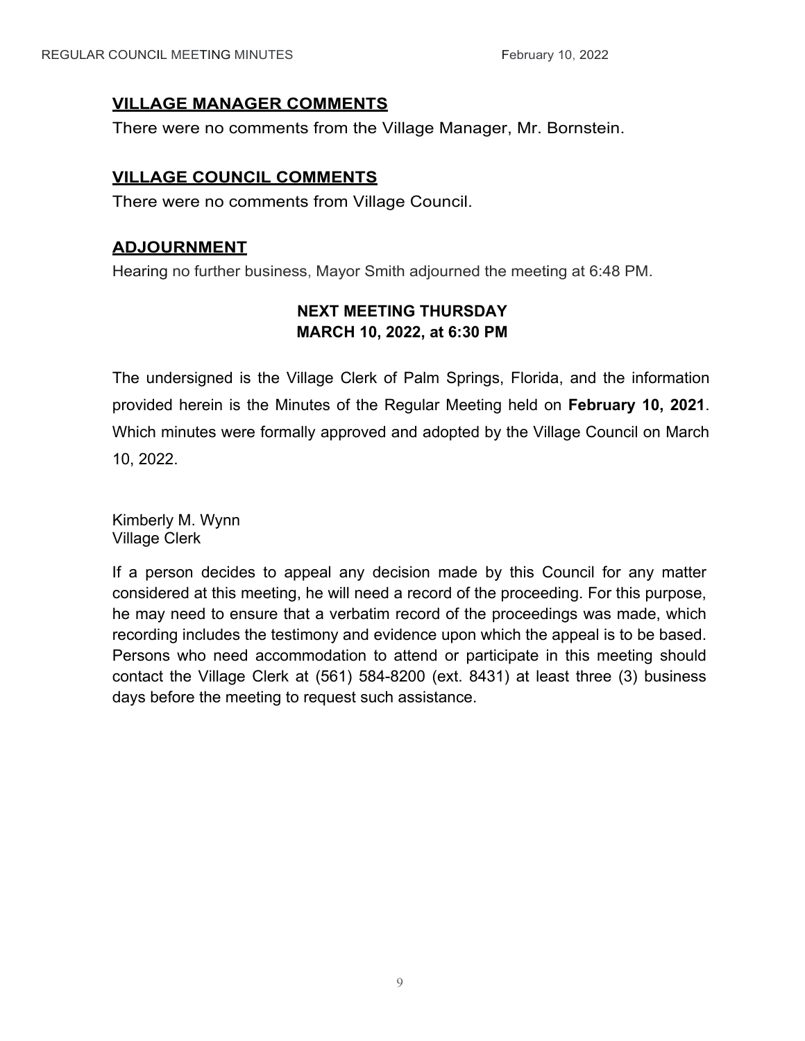## VILLAGE MANAGER COMMENTS

There were no comments from the Village Manager, Mr. Bornstein.

## VILLAGE COUNCIL COMMENTS

There were no comments from Village Council.

## ADJOURNMENT

Hearing no further business, Mayor Smith adjourned the meeting at 6:48 PM.

**NEXT MEETING THURSDAY**
**MARCH 10, 2022, at 6:30 PM**

The undersigned is the Village Clerk of Palm Springs, Florida, and the information provided herein is the Minutes of the Regular Meeting held on **February 10, 2021**. Which minutes were formally approved and adopted by the Village Council on March 10, 2022.

Kimberly M. Wynn
Village Clerk

If a person decides to appeal any decision made by this Council for any matter considered at this meeting, he will need a record of the proceeding. For this purpose, he may need to ensure that a verbatim record of the proceedings was made, which recording includes the testimony and evidence upon which the appeal is to be based. Persons who need accommodation to attend or participate in this meeting should contact the Village Clerk at (561) 584-8200 (ext. 8431) at least three (3) business days before the meeting to request such assistance.